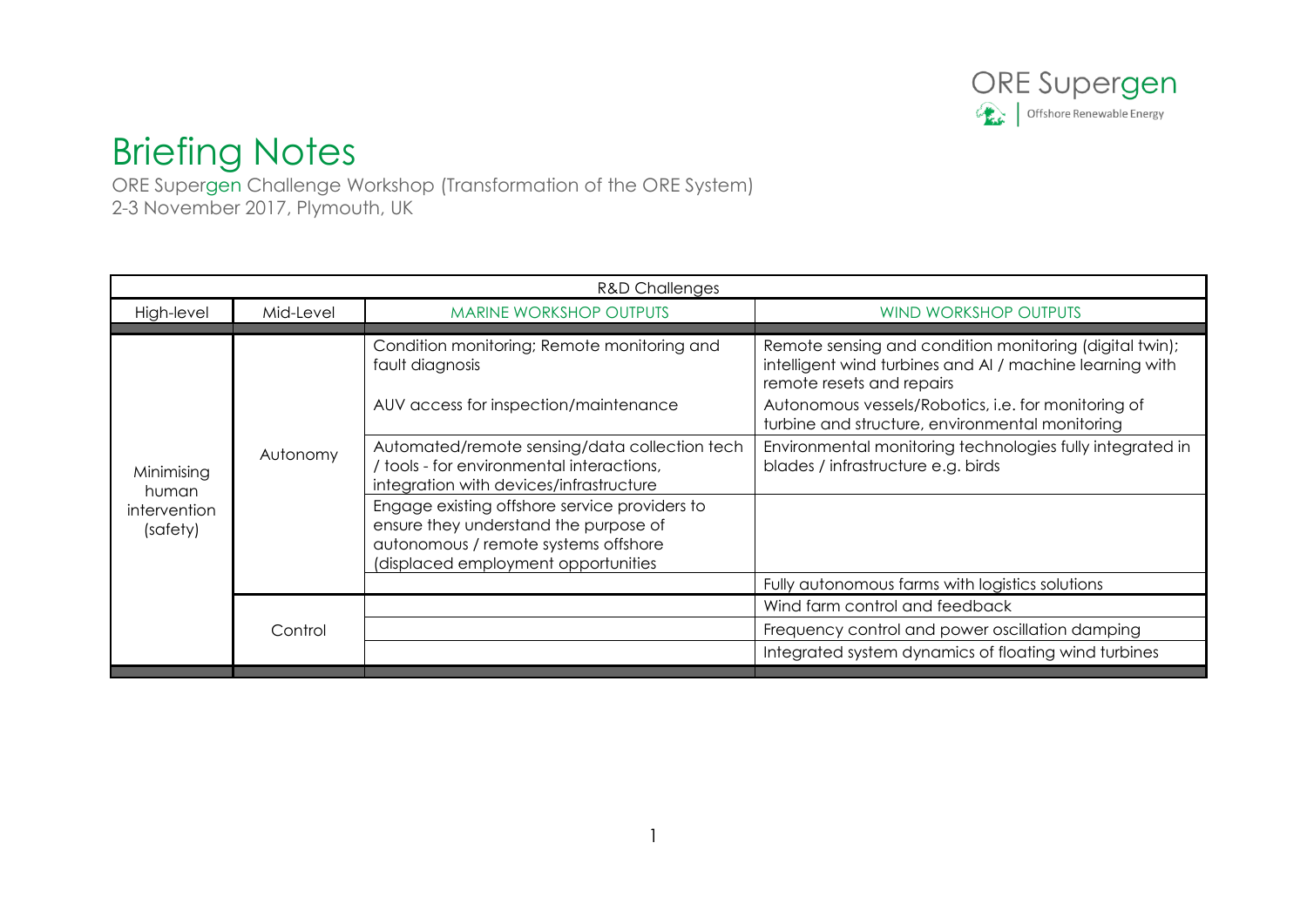# Briefing Notes

ORE Supergen Challenge Workshop (Transformation of the ORE System)
2-3 November 2017, Plymouth, UK

| R&D Challenges | | | |
|---|---|---|---|
| High-level | Mid-Level | MARINE WORKSHOP OUTPUTS | WIND WORKSHOP OUTPUTS |
| Minimising human intervention (safety) | Autonomy | Condition monitoring; Remote monitoring and fault diagnosis | Remote sensing and condition monitoring (digital twin); intelligent wind turbines and AI / machine learning with remote resets and repairs |
| | | AUV access for inspection/maintenance | Autonomous vessels/Robotics, i.e. for monitoring of turbine and structure, environmental monitoring |
| | | Automated/remote sensing/data collection tech / tools - for environmental interactions, integration with devices/infrastructure | Environmental monitoring technologies fully integrated in blades / infrastructure e.g. birds |
| | | Engage existing offshore service providers to ensure they understand the purpose of autonomous / remote systems offshore (displaced employment opportunities | |
| | | | Fully autonomous farms with logistics solutions |
| | Control | | Wind farm control and feedback |
| | | | Frequency control and power oscillation damping |
| | | | Integrated system dynamics of floating wind turbines |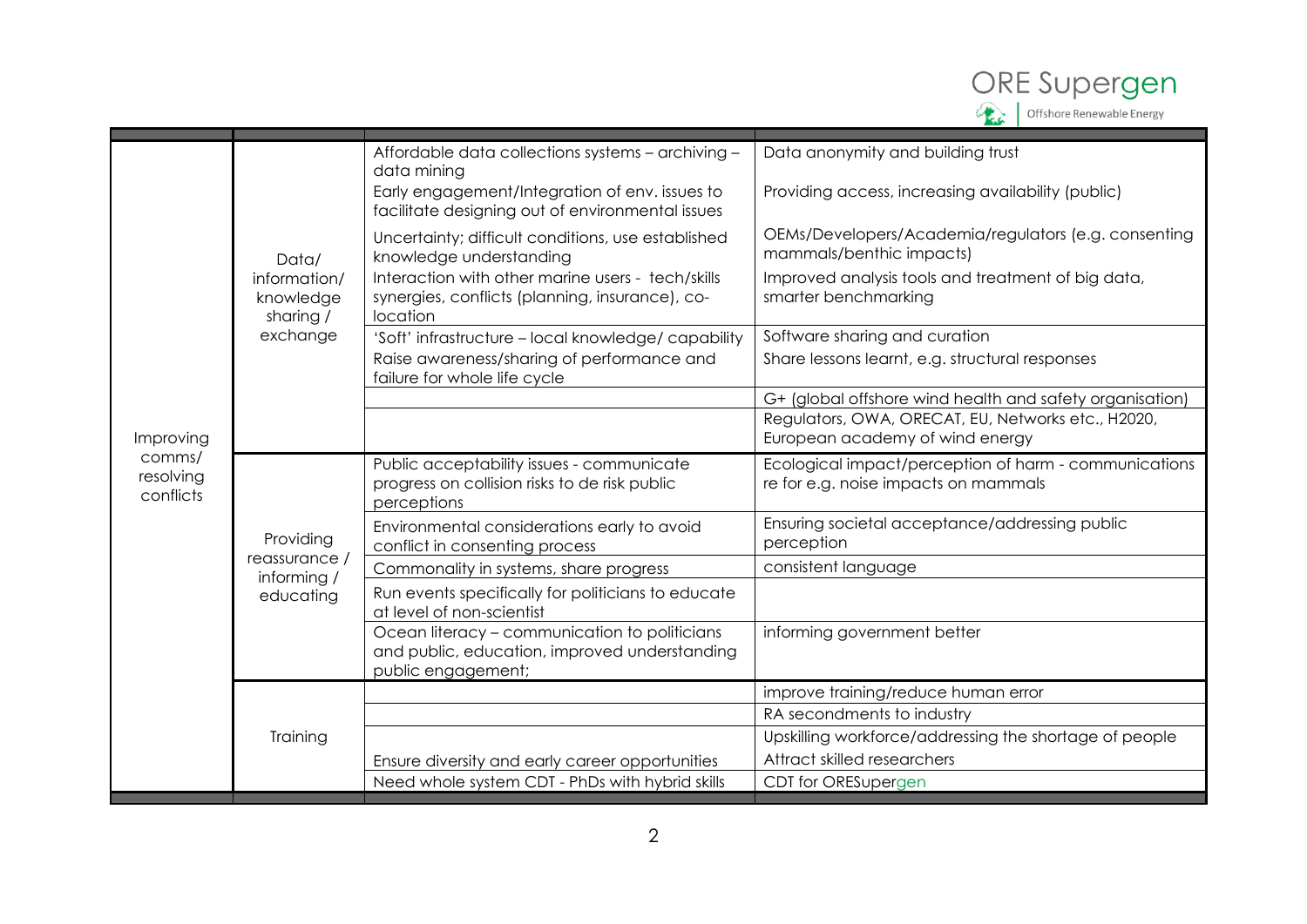| | | | |
|---|---|---|---|
| Improving comms/ resolving conflicts | Data/ information/ knowledge sharing / exchange | Affordable data collections systems – archiving – data mining | Data anonymity and building trust |
| | | Early engagement/Integration of env. issues to facilitate designing out of environmental issues | Providing access, increasing availability (public) |
| | | Uncertainty; difficult conditions, use established knowledge understanding | OEMs/Developers/Academia/regulators (e.g. consenting mammals/benthic impacts) |
| | | Interaction with other marine users - tech/skills synergies, conflicts (planning, insurance), co-location | Improved analysis tools and treatment of big data, smarter benchmarking |
| | | 'Soft' infrastructure – local knowledge/ capability | Software sharing and curation |
| | | Raise awareness/sharing of performance and failure for whole life cycle | Share lessons learnt, e.g. structural responses |
| | | | G+ (global offshore wind health and safety organisation) |
| | | | Regulators, OWA, ORECAT, EU, Networks etc., H2020, European academy of wind energy |
| | Providing reassurance / informing / educating | Public acceptability issues - communicate progress on collision risks to de risk public perceptions | Ecological impact/perception of harm - communications re for e.g. noise impacts on mammals |
| | | Environmental considerations early to avoid conflict in consenting process | Ensuring societal acceptance/addressing public perception |
| | | Commonality in systems, share progress | consistent language |
| | | Run events specifically for politicians to educate at level of non-scientist | |
| | | Ocean literacy – communication to politicians and public, education, improved understanding public engagement; | informing government better |
| | Training | | improve training/reduce human error |
| | | | RA secondments to industry |
| | | | Upskilling workforce/addressing the shortage of people |
| | | Ensure diversity and early career opportunities | Attract skilled researchers |
| | | Need whole system CDT - PhDs with hybrid skills | CDT for ORESupergen |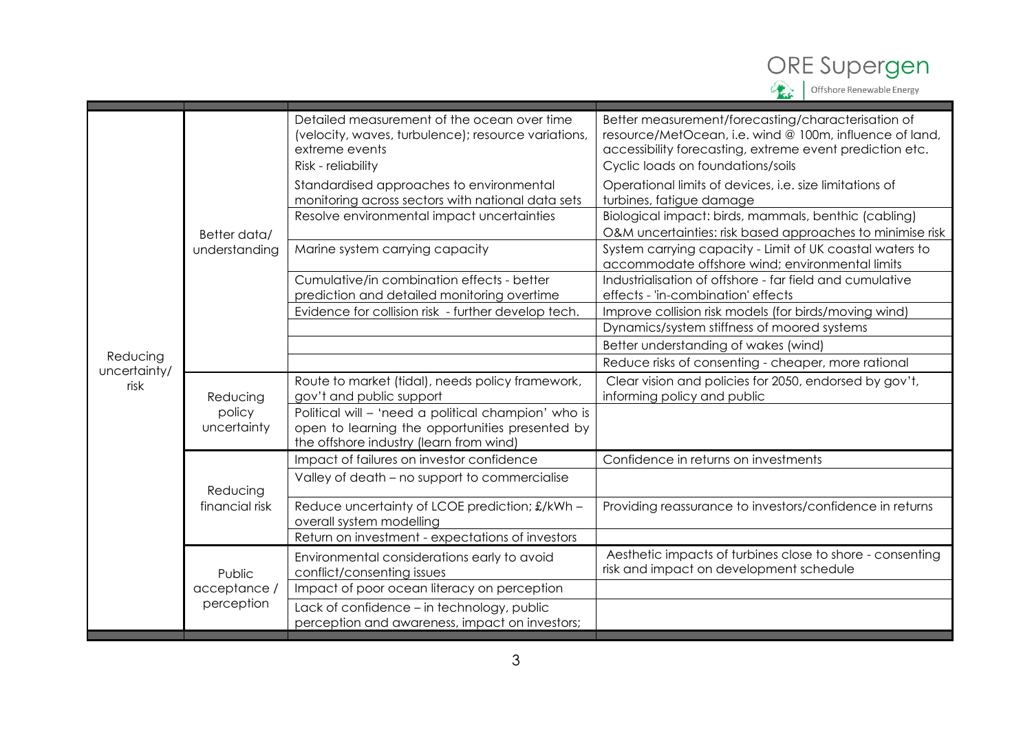| | | | |
|---|---|---|---|
| Reducing uncertainty/ risk | Better data/ understanding | Detailed measurement of the ocean over time (velocity, waves, turbulence); resource variations, extreme events<br>Risk - reliability | Better measurement/forecasting/characterisation of resource/MetOcean, i.e. wind @ 100m, influence of land, accessibility forecasting, extreme event prediction etc.<br>Cyclic loads on foundations/soils |
| | | Standardised approaches to environmental monitoring across sectors with national data sets | Operational limits of devices, i.e. size limitations of turbines, fatigue damage |
| | | Resolve environmental impact uncertainties | Biological impact: birds, mammals, benthic (cabling)<br>O&M uncertainties: risk based approaches to minimise risk |
| | | Marine system carrying capacity | System carrying capacity - Limit of UK coastal waters to accommodate offshore wind; environmental limits |
| | | Cumulative/in combination effects - better prediction and detailed monitoring overtime | Industrialisation of offshore - far field and cumulative effects - 'in-combination' effects |
| | | Evidence for collision risk - further develop tech. | Improve collision risk models (for birds/moving wind) |
| | | | Dynamics/system stiffness of moored systems |
| | | | Better understanding of wakes (wind) |
| | | | Reduce risks of consenting - cheaper, more rational |
| | Reducing policy uncertainty | Route to market (tidal), needs policy framework, gov't and public support | Clear vision and policies for 2050, endorsed by gov't, informing policy and public |
| | | Political will – 'need a political champion' who is open to learning the opportunities presented by the offshore industry (learn from wind) | |
| | Reducing financial risk | Impact of failures on investor confidence | Confidence in returns on investments |
| | | Valley of death – no support to commercialise | |
| | | Reduce uncertainty of LCOE prediction; £/kWh – overall system modelling | Providing reassurance to investors/confidence in returns |
| | | Return on investment - expectations of investors | |
| | Public acceptance / perception | Environmental considerations early to avoid conflict/consenting issues | Aesthetic impacts of turbines close to shore - consenting risk and impact on development schedule |
| | | Impact of poor ocean literacy on perception | |
| | | Lack of confidence – in technology, public perception and awareness, impact on investors; | |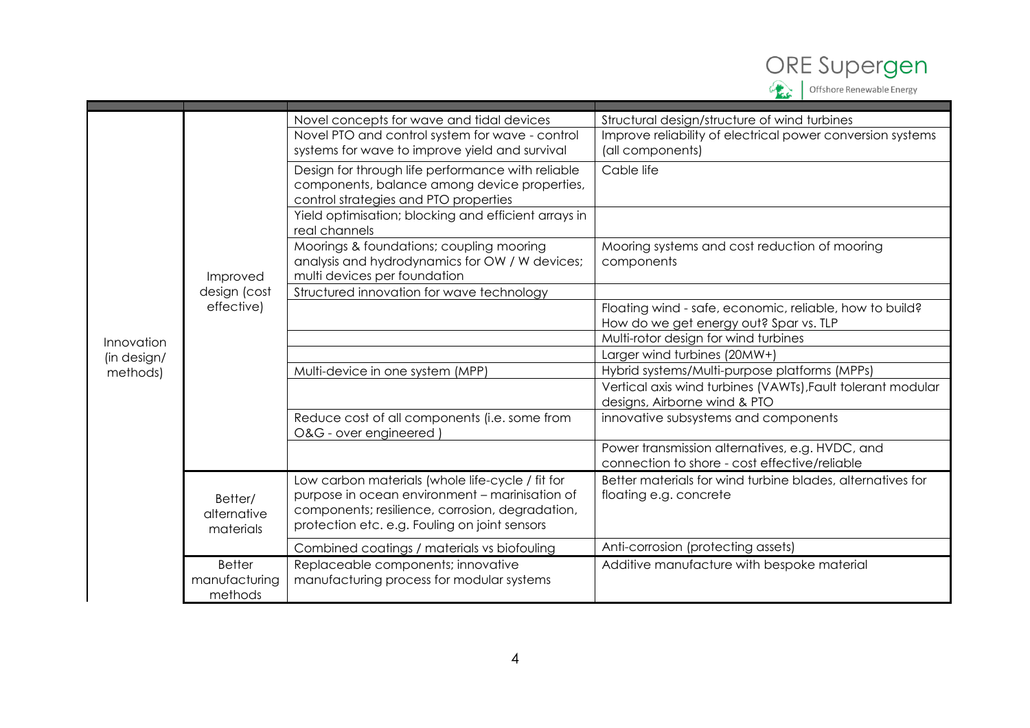| | | | |
|---|---|---|---|
| Innovation (in design/ methods) | Improved design (cost effective) | Novel concepts for wave and tidal devices | Structural design/structure of wind turbines |
| | | Novel PTO and control system for wave - control systems for wave to improve yield and survival | Improve reliability of electrical power conversion systems (all components) |
| | | Design for through life performance with reliable components, balance among device properties, control strategies and PTO properties | Cable life |
| | | Yield optimisation; blocking and efficient arrays in real channels | |
| | | Moorings & foundations; coupling mooring analysis and hydrodynamics for OW / W devices; multi devices per foundation | Mooring systems and cost reduction of mooring components |
| | | Structured innovation for wave technology | |
| | | | Floating wind - safe, economic, reliable, how to build? How do we get energy out? Spar vs. TLP |
| | | | Multi-rotor design for wind turbines |
| | | | Larger wind turbines (20MW+) |
| | | Multi-device in one system (MPP) | Hybrid systems/Multi-purpose platforms (MPPs) |
| | | | Vertical axis wind turbines (VAWTs),Fault tolerant modular designs, Airborne wind & PTO |
| | | Reduce cost of all components (i.e. some from O&G - over engineered ) | innovative subsystems and components |
| | | | Power transmission alternatives, e.g. HVDC, and connection to shore - cost effective/reliable |
| | Better/ alternative materials | Low carbon materials (whole life-cycle / fit for purpose in ocean environment – marinisation of components; resilience, corrosion, degradation, protection etc. e.g. Fouling on joint sensors | Better materials for wind turbine blades, alternatives for floating e.g. concrete |
| | | Combined coatings / materials vs biofouling | Anti-corrosion (protecting assets) |
| | Better manufacturing methods | Replaceable components; innovative manufacturing process for modular systems | Additive manufacture with bespoke material |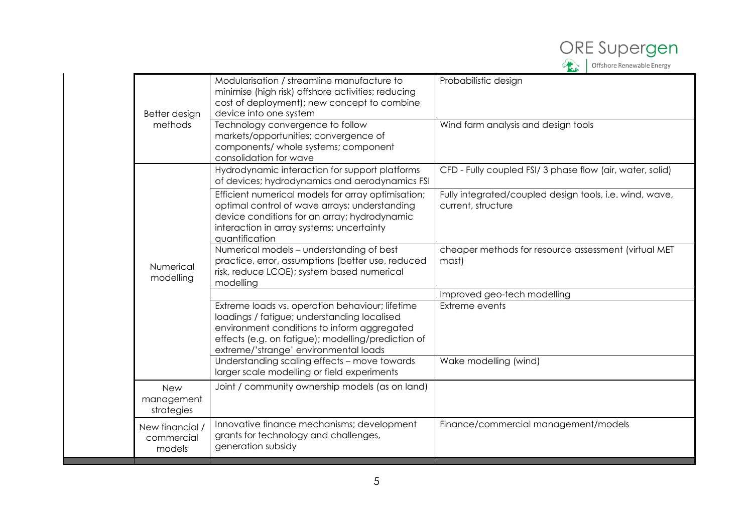| | | |
|---|---|---|
| Better design methods | Modularisation / streamline manufacture to minimise (high risk) offshore activities; reducing cost of deployment); new concept to combine device into one system | Probabilistic design |
| | Technology convergence to follow markets/opportunities; convergence of components/ whole systems; component consolidation for wave | Wind farm analysis and design tools |
| Numerical modelling | Hydrodynamic interaction for support platforms of devices; hydrodynamics and aerodynamics FSI | CFD - Fully coupled FSI/ 3 phase flow (air, water, solid) |
| | Efficient numerical models for array optimisation; optimal control of wave arrays; understanding device conditions for an array; hydrodynamic interaction in array systems; uncertainty quantification | Fully integrated/coupled design tools, i.e. wind, wave, current, structure |
| | Numerical models – understanding of best practice, error, assumptions (better use, reduced risk, reduce LCOE); system based numerical modelling | cheaper methods for resource assessment (virtual MET mast) |
| | | Improved geo-tech modelling |
| | Extreme loads vs. operation behaviour; lifetime loadings / fatigue; understanding localised environment conditions to inform aggregated effects (e.g. on fatigue); modelling/prediction of extreme/'strange' environmental loads | Extreme events |
| | Understanding scaling effects – move towards larger scale modelling or field experiments | Wake modelling (wind) |
| New management strategies | Joint / community ownership models (as on land) | |
| New financial / commercial models | Innovative finance mechanisms; development grants for technology and challenges, generation subsidy | Finance/commercial management/models |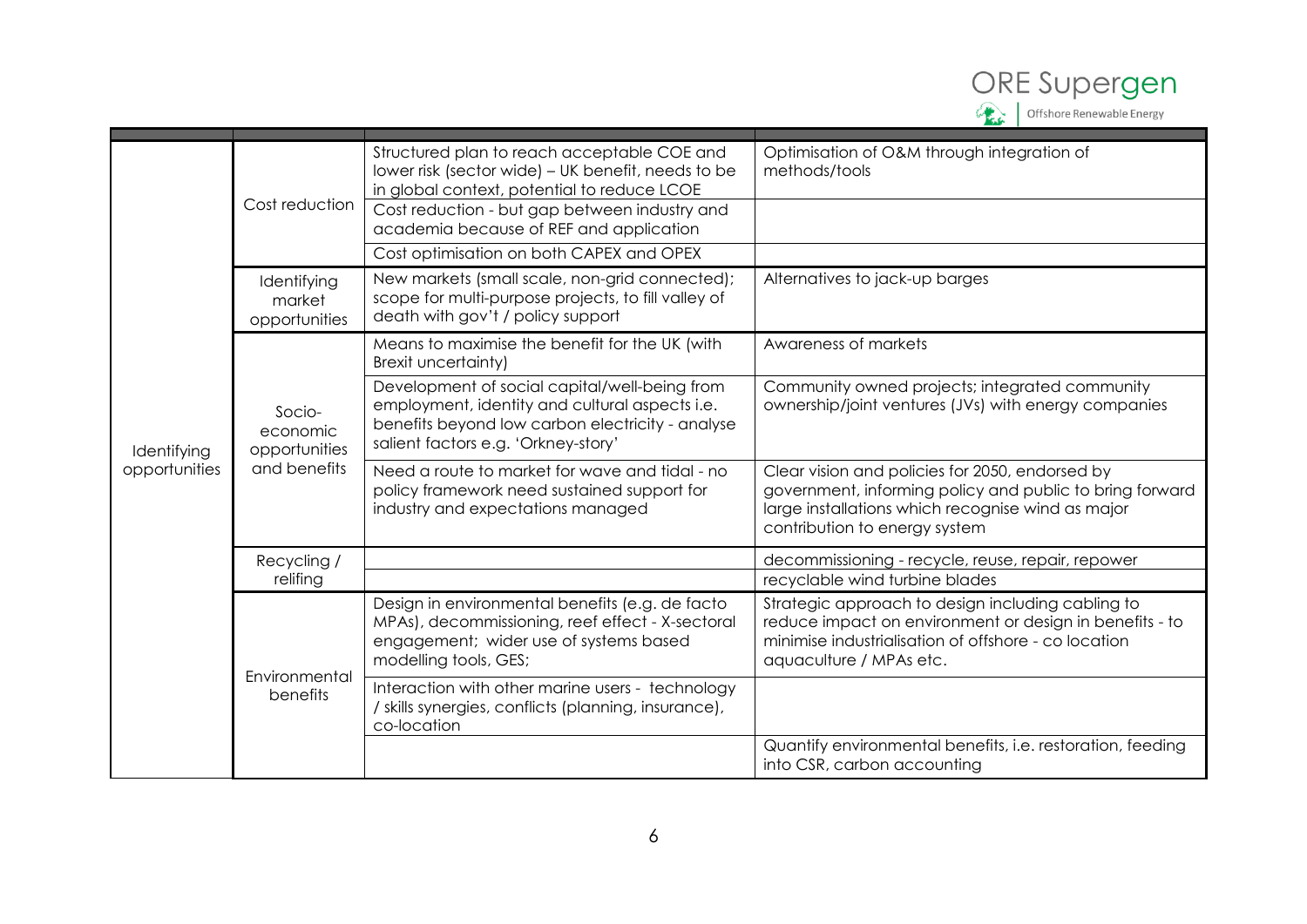| | | | |
|---|---|---|---|
| Identifying opportunities | Cost reduction | Structured plan to reach acceptable COE and lower risk (sector wide) – UK benefit, needs to be in global context, potential to reduce LCOE | Optimisation of O&M through integration of methods/tools |
| | | Cost reduction - but gap between industry and academia because of REF and application | |
| | | Cost optimisation on both CAPEX and OPEX | |
| | Identifying market opportunities | New markets (small scale, non-grid connected); scope for multi-purpose projects, to fill valley of death with gov't / policy support | Alternatives to jack-up barges |
| | Socio-economic opportunities and benefits | Means to maximise the benefit for the UK (with Brexit uncertainty) | Awareness of markets |
| | | Development of social capital/well-being from employment, identity and cultural aspects i.e. benefits beyond low carbon electricity - analyse salient factors e.g. 'Orkney-story' | Community owned projects; integrated community ownership/joint ventures (JVs) with energy companies |
| | | Need a route to market for wave and tidal - no policy framework need sustained support for industry and expectations managed | Clear vision and policies for 2050, endorsed by government, informing policy and public to bring forward large installations which recognise wind as major contribution to energy system |
| | Recycling / relifing | | decommissioning - recycle, reuse, repair, repower |
| | | | recyclable wind turbine blades |
| | Environmental benefits | Design in environmental benefits (e.g. de facto MPAs), decommissioning, reef effect - X-sectoral engagement; wider use of systems based modelling tools, GES; | Strategic approach to design including cabling to reduce impact on environment or design in benefits - to minimise industrialisation of offshore - co location aquaculture / MPAs etc. |
| | | Interaction with other marine users - technology / skills synergies, conflicts (planning, insurance), co-location | |
| | | | Quantify environmental benefits, i.e. restoration, feeding into CSR, carbon accounting |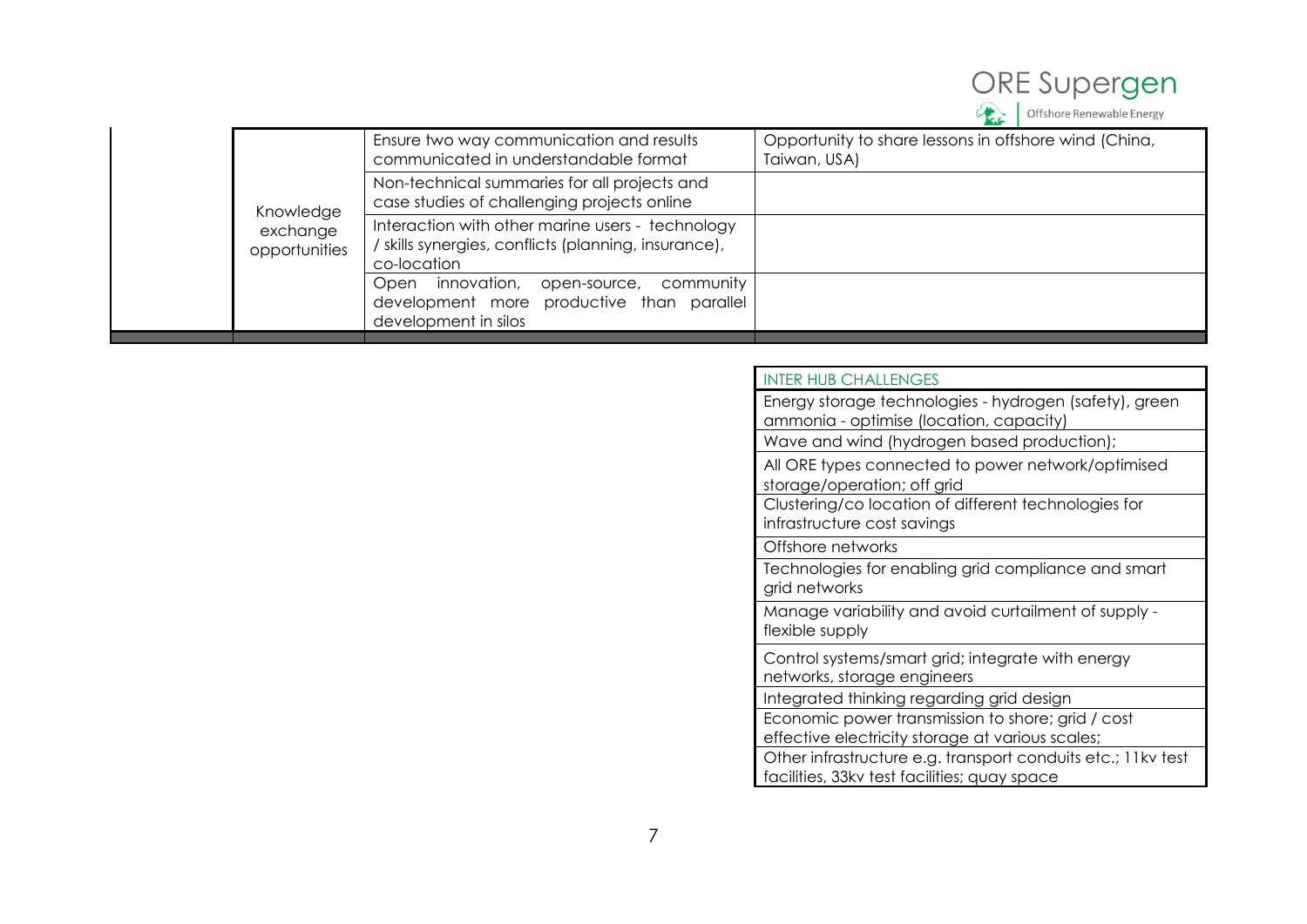| | | | |
|---|---|---|---|
| | Knowledge exchange opportunities | Ensure two way communication and results communicated in understandable format | Opportunity to share lessons in offshore wind (China, Taiwan, USA) |
| | | Non-technical summaries for all projects and case studies of challenging projects online | |
| | | Interaction with other marine users - technology / skills synergies, conflicts (planning, insurance), co-location | |
| | | Open innovation, open-source, community development more productive than parallel development in silos | |

| INTER HUB CHALLENGES |
|---|
| Energy storage technologies - hydrogen (safety), green ammonia - optimise (location, capacity) |
| Wave and wind (hydrogen based production); |
| All ORE types connected to power network/optimised storage/operation; off grid |
| Clustering/co location of different technologies for infrastructure cost savings |
| Offshore networks |
| Technologies for enabling grid compliance and smart grid networks |
| Manage variability and avoid curtailment of supply - flexible supply |
| Control systems/smart grid; integrate with energy networks, storage engineers |
| Integrated thinking regarding grid design |
| Economic power transmission to shore; grid / cost effective electricity storage at various scales; |
| Other infrastructure e.g. transport conduits etc.; 11kv test facilities, 33kv test facilities; quay space |